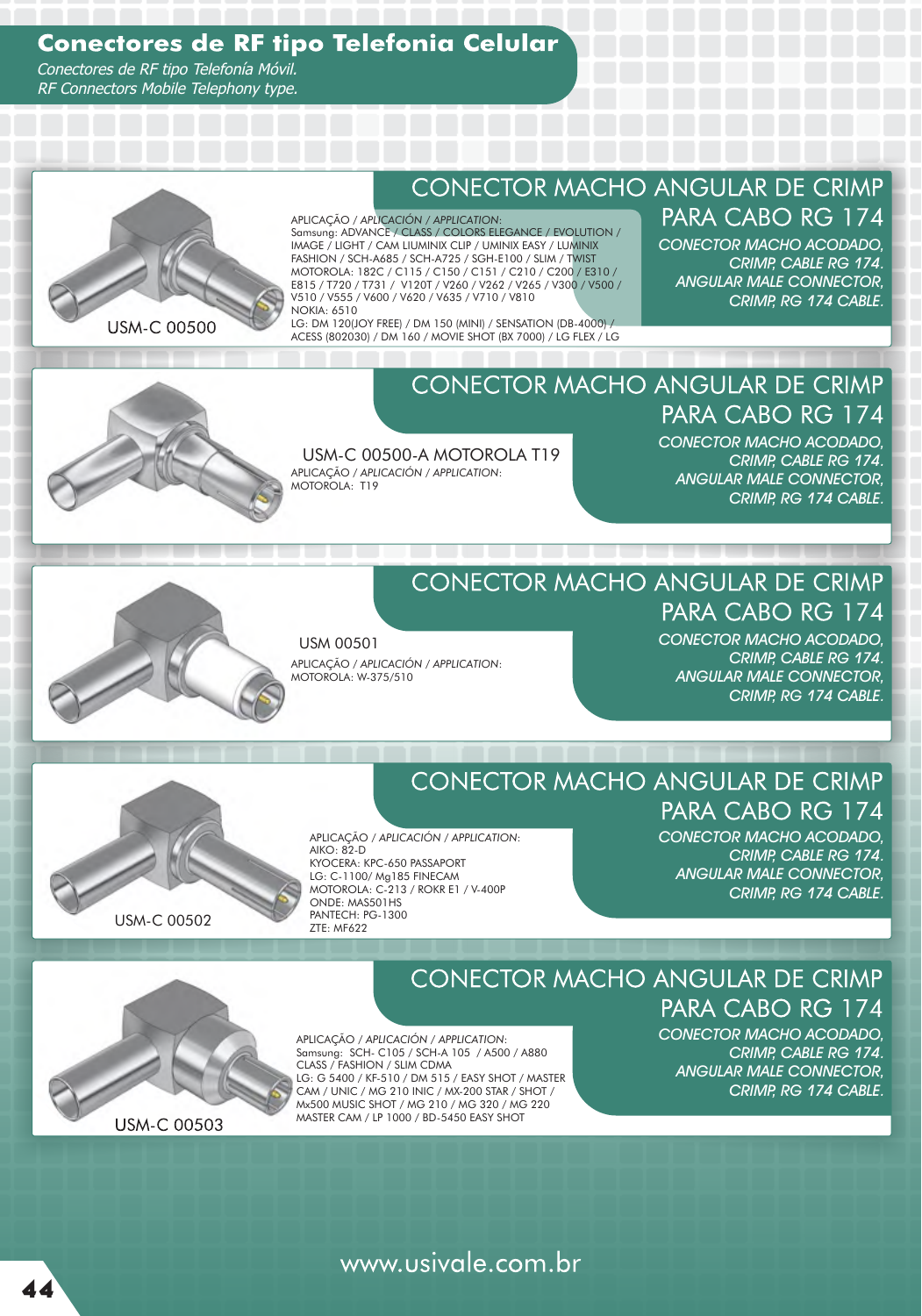# Conectores de RF tipo Telefonia Celular

*Conectores de RF tipo Telefonía Móvil.*
*RF Connectors Mobile Telephony type.*

## CONECTOR MACHO ANGULAR DE CRIMP PARA CABO RG 174

*CONECTOR MACHO ACODADO, CRIMP, CABLE RG 174.*
*ANGULAR MALE CONNECTOR, CRIMP, RG 174 CABLE.*

USM-C 00500

APLICAÇÃO / *APLICACIÓN* / *APPLICATION*:
Samsung: ADVANCE / CLASS / COLORS ELEGANCE / EVOLUTION / IMAGE / LIGHT / CAM LIUMINIX CLIP / UMINIX EASY / LUMINIX FASHION / SCH-A685 / SCH-A725 / SGH-E100 / SLIM / TWIST
MOTOROLA: 182C / C115 / C150 / C151 / C210 / C200 / E310 / E815 / T720 / T731 / V120T / V260 / V262 / V265 / V300 / V500 / V510 / V555 / V600 / V620 / V635 / V710 / V810
NOKIA: 6510
LG: DM 120(JOY FREE) / DM 150 (MINI) / SENSATION (DB-4000) / ACESS (802030) / DM 160 / MOVIE SHOT (BX 7000) / LG FLEX / LG

## CONECTOR MACHO ANGULAR DE CRIMP PARA CABO RG 174

*CONECTOR MACHO ACODADO, CRIMP, CABLE RG 174.*
*ANGULAR MALE CONNECTOR, CRIMP, RG 174 CABLE.*

USM-C 00500-A MOTOROLA T19

APLICAÇÃO / *APLICACIÓN* / *APPLICATION*:
MOTOROLA: T19

## CONECTOR MACHO ANGULAR DE CRIMP PARA CABO RG 174

*CONECTOR MACHO ACODADO, CRIMP, CABLE RG 174.*
*ANGULAR MALE CONNECTOR, CRIMP, RG 174 CABLE.*

USM 00501

APLICAÇÃO / *APLICACIÓN* / *APPLICATION*:
MOTOROLA: W-375/510

## CONECTOR MACHO ANGULAR DE CRIMP PARA CABO RG 174

*CONECTOR MACHO ACODADO, CRIMP, CABLE RG 174.*
*ANGULAR MALE CONNECTOR, CRIMP, RG 174 CABLE.*

USM-C 00502

APLICAÇÃO / *APLICACIÓN* / *APPLICATION*:
AIKO: 82-D
KYOCERA: KPC-650 PASSAPORT
LG: C-1100/ Mg185 FINECAM
MOTOROLA: C-213 / ROKR E1 / V-400P
ONDE: MAS501HS
PANTECH: PG-1300
ZTE: MF622

## CONECTOR MACHO ANGULAR DE CRIMP PARA CABO RG 174

*CONECTOR MACHO ACODADO, CRIMP, CABLE RG 174.*
*ANGULAR MALE CONNECTOR, CRIMP, RG 174 CABLE.*

USM-C 00503

APLICAÇÃO / *APLICACIÓN* / *APPLICATION*:
Samsung: SCH- C105 / SCH-A 105 / A500 / A880 CLASS / FASHION / SLIM CDMA
LG: G 5400 / KF-510 / DM 515 / EASY SHOT / MASTER CAM / UNIC / MG 210 INIC / MX-200 STAR / SHOT / Mx500 MUSIC SHOT / MG 210 / MG 320 / MG 220 MASTER CAM / LP 1000 / BD-5450 EASY SHOT

www.usivale.com.br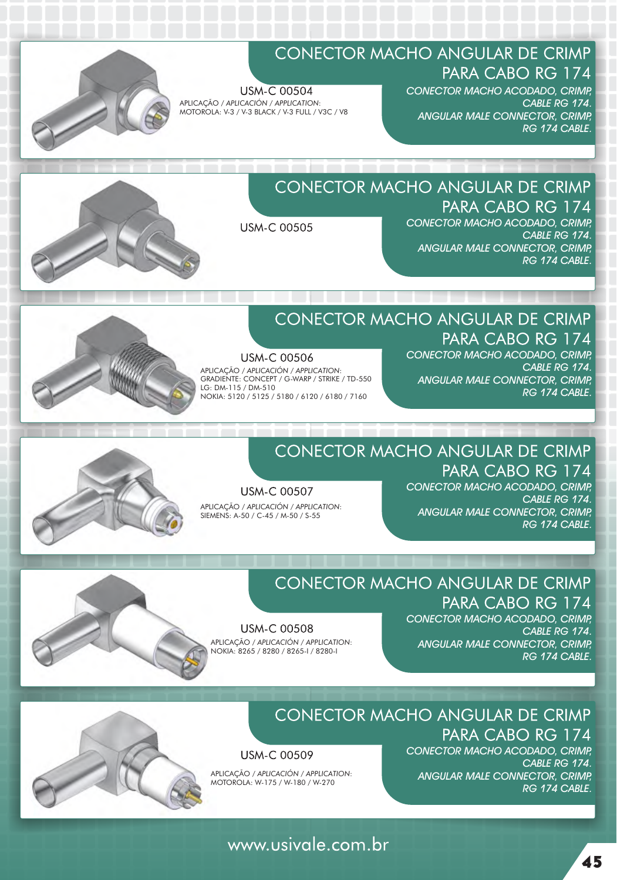## CONECTOR MACHO ANGULAR DE CRIMP PARA CABO RG 174

*CONECTOR MACHO ACODADO, CRIMP, CABLE RG 174.*
*ANGULAR MALE CONNECTOR, CRIMP, RG 174 CABLE.*

USM-C 00504

APLICAÇÃO / *APLICACIÓN* / *APPLICATION*:
MOTOROLA: V-3 / V-3 BLACK / V-3 FULL / V3C / V8

## CONECTOR MACHO ANGULAR DE CRIMP PARA CABO RG 174

*CONECTOR MACHO ACODADO, CRIMP, CABLE RG 174.*
*ANGULAR MALE CONNECTOR, CRIMP, RG 174 CABLE.*

USM-C 00505

## CONECTOR MACHO ANGULAR DE CRIMP PARA CABO RG 174

*CONECTOR MACHO ACODADO, CRIMP, CABLE RG 174.*
*ANGULAR MALE CONNECTOR, CRIMP, RG 174 CABLE.*

USM-C 00506

APLICAÇÃO / *APLICACIÓN* / *APPLICATION*:
GRADIENTE: CONCEPT / G-WARP / STRIKE / TD-550
LG: DM-115 / DM-510
NOKIA: 5120 / 5125 / 5180 / 6120 / 6180 / 7160

## CONECTOR MACHO ANGULAR DE CRIMP PARA CABO RG 174

*CONECTOR MACHO ACODADO, CRIMP, CABLE RG 174.*
*ANGULAR MALE CONNECTOR, CRIMP, RG 174 CABLE.*

USM-C 00507

APLICAÇÃO / *APLICACIÓN* / *APPLICATION*:
SIEMENS: A-50 / C-45 / M-50 / S-55

## CONECTOR MACHO ANGULAR DE CRIMP PARA CABO RG 174

*CONECTOR MACHO ACODADO, CRIMP, CABLE RG 174.*
*ANGULAR MALE CONNECTOR, CRIMP, RG 174 CABLE.*

USM-C 00508

APLICAÇÃO / *APLICACIÓN* / *APPLICATION*:
NOKIA: 8265 / 8280 / 8265-I / 8280-I

## CONECTOR MACHO ANGULAR DE CRIMP PARA CABO RG 174

*CONECTOR MACHO ACODADO, CRIMP, CABLE RG 174.*
*ANGULAR MALE CONNECTOR, CRIMP, RG 174 CABLE.*

USM-C 00509

APLICAÇÃO / *APLICACIÓN* / *APPLICATION*:
MOTOROLA: W-175 / W-180 / W-270

www.usivale.com.br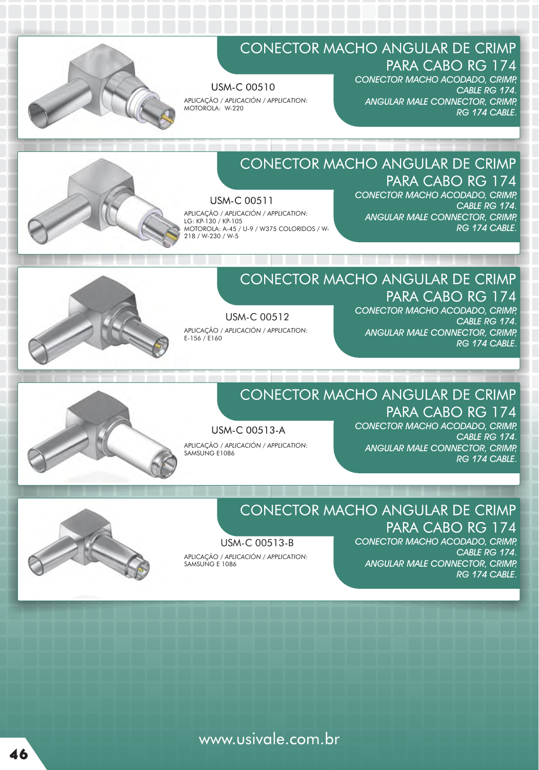## CONECTOR MACHO ANGULAR DE CRIMP PARA CABO RG 174

*CONECTOR MACHO ACODADO, CRIMP, CABLE RG 174.*
*ANGULAR MALE CONNECTOR, CRIMP, RG 174 CABLE.*

USM-C 00510

APLICAÇÃO / *APLICACIÓN* / *APPLICATION*:
MOTOROLA: W-220

## CONECTOR MACHO ANGULAR DE CRIMP PARA CABO RG 174

*CONECTOR MACHO ACODADO, CRIMP, CABLE RG 174.*
*ANGULAR MALE CONNECTOR, CRIMP, RG 174 CABLE.*

USM-C 00511

APLICAÇÃO / *APLICACIÓN* / *APPLICATION*:
LG: KP-130 / KP-105
MOTOROLA: A-45 / U-9 / W375 COLORIDOS / W-218 / W-230 / W-5

## CONECTOR MACHO ANGULAR DE CRIMP PARA CABO RG 174

*CONECTOR MACHO ACODADO, CRIMP, CABLE RG 174.*
*ANGULAR MALE CONNECTOR, CRIMP, RG 174 CABLE.*

USM-C 00512

APLICAÇÃO / *APLICACIÓN* / *APPLICATION*:
E-156 / E160

## CONECTOR MACHO ANGULAR DE CRIMP PARA CABO RG 174

*CONECTOR MACHO ACODADO, CRIMP, CABLE RG 174.*
*ANGULAR MALE CONNECTOR, CRIMP, RG 174 CABLE.*

USM-C 00513-A

APLICAÇÃO / *APLICACIÓN* / *APPLICATION*:
SAMSUNG E1086

## CONECTOR MACHO ANGULAR DE CRIMP PARA CABO RG 174

*CONECTOR MACHO ACODADO, CRIMP, CABLE RG 174.*
*ANGULAR MALE CONNECTOR, CRIMP, RG 174 CABLE.*

USM-C 00513-B

APLICAÇÃO / *APLICACIÓN* / *APPLICATION*:
SAMSUNG E 1086

www.usivale.com.br